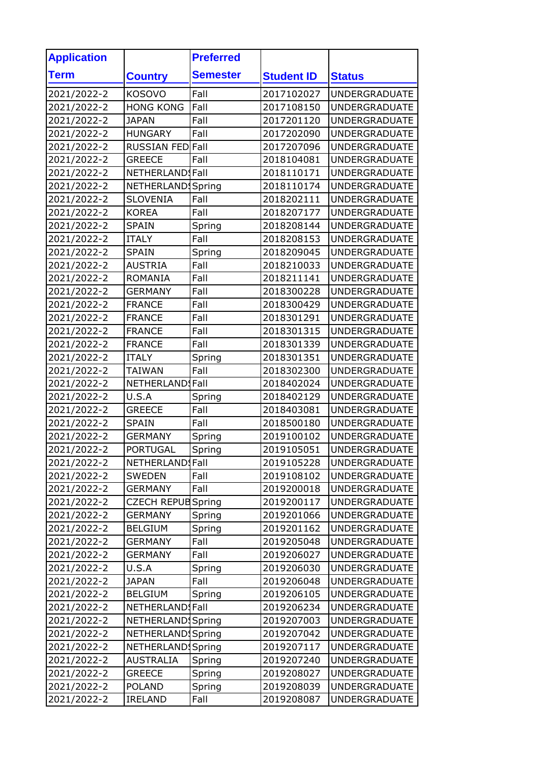| Application Term | Country | Preferred Semester | Student ID | Status |
|---|---|---|---|---|
| 2021/2022-2 | KOSOVO | Fall | 2017102027 | UNDERGRADUATE |
| 2021/2022-2 | HONG KONG | Fall | 2017108150 | UNDERGRADUATE |
| 2021/2022-2 | JAPAN | Fall | 2017201120 | UNDERGRADUATE |
| 2021/2022-2 | HUNGARY | Fall | 2017202090 | UNDERGRADUATE |
| 2021/2022-2 | RUSSIAN FED | Fall | 2017207096 | UNDERGRADUATE |
| 2021/2022-2 | GREECE | Fall | 2018104081 | UNDERGRADUATE |
| 2021/2022-2 | NETHERLANDS | Fall | 2018110171 | UNDERGRADUATE |
| 2021/2022-2 | NETHERLANDS | Spring | 2018110174 | UNDERGRADUATE |
| 2021/2022-2 | SLOVENIA | Fall | 2018202111 | UNDERGRADUATE |
| 2021/2022-2 | KOREA | Fall | 2018207177 | UNDERGRADUATE |
| 2021/2022-2 | SPAIN | Spring | 2018208144 | UNDERGRADUATE |
| 2021/2022-2 | ITALY | Fall | 2018208153 | UNDERGRADUATE |
| 2021/2022-2 | SPAIN | Spring | 2018209045 | UNDERGRADUATE |
| 2021/2022-2 | AUSTRIA | Fall | 2018210033 | UNDERGRADUATE |
| 2021/2022-2 | ROMANIA | Fall | 2018211141 | UNDERGRADUATE |
| 2021/2022-2 | GERMANY | Fall | 2018300228 | UNDERGRADUATE |
| 2021/2022-2 | FRANCE | Fall | 2018300429 | UNDERGRADUATE |
| 2021/2022-2 | FRANCE | Fall | 2018301291 | UNDERGRADUATE |
| 2021/2022-2 | FRANCE | Fall | 2018301315 | UNDERGRADUATE |
| 2021/2022-2 | FRANCE | Fall | 2018301339 | UNDERGRADUATE |
| 2021/2022-2 | ITALY | Spring | 2018301351 | UNDERGRADUATE |
| 2021/2022-2 | TAIWAN | Fall | 2018302300 | UNDERGRADUATE |
| 2021/2022-2 | NETHERLANDS | Fall | 2018402024 | UNDERGRADUATE |
| 2021/2022-2 | U.S.A | Spring | 2018402129 | UNDERGRADUATE |
| 2021/2022-2 | GREECE | Fall | 2018403081 | UNDERGRADUATE |
| 2021/2022-2 | SPAIN | Fall | 2018500180 | UNDERGRADUATE |
| 2021/2022-2 | GERMANY | Spring | 2019100102 | UNDERGRADUATE |
| 2021/2022-2 | PORTUGAL | Spring | 2019105051 | UNDERGRADUATE |
| 2021/2022-2 | NETHERLANDS | Fall | 2019105228 | UNDERGRADUATE |
| 2021/2022-2 | SWEDEN | Fall | 2019108102 | UNDERGRADUATE |
| 2021/2022-2 | GERMANY | Fall | 2019200018 | UNDERGRADUATE |
| 2021/2022-2 | CZECH REPUB | Spring | 2019200117 | UNDERGRADUATE |
| 2021/2022-2 | GERMANY | Spring | 2019201066 | UNDERGRADUATE |
| 2021/2022-2 | BELGIUM | Spring | 2019201162 | UNDERGRADUATE |
| 2021/2022-2 | GERMANY | Fall | 2019205048 | UNDERGRADUATE |
| 2021/2022-2 | GERMANY | Fall | 2019206027 | UNDERGRADUATE |
| 2021/2022-2 | U.S.A | Spring | 2019206030 | UNDERGRADUATE |
| 2021/2022-2 | JAPAN | Fall | 2019206048 | UNDERGRADUATE |
| 2021/2022-2 | BELGIUM | Spring | 2019206105 | UNDERGRADUATE |
| 2021/2022-2 | NETHERLANDS | Fall | 2019206234 | UNDERGRADUATE |
| 2021/2022-2 | NETHERLANDS | Spring | 2019207003 | UNDERGRADUATE |
| 2021/2022-2 | NETHERLANDS | Spring | 2019207042 | UNDERGRADUATE |
| 2021/2022-2 | NETHERLANDS | Spring | 2019207117 | UNDERGRADUATE |
| 2021/2022-2 | AUSTRALIA | Spring | 2019207240 | UNDERGRADUATE |
| 2021/2022-2 | GREECE | Spring | 2019208027 | UNDERGRADUATE |
| 2021/2022-2 | POLAND | Spring | 2019208039 | UNDERGRADUATE |
| 2021/2022-2 | IRELAND | Fall | 2019208087 | UNDERGRADUATE |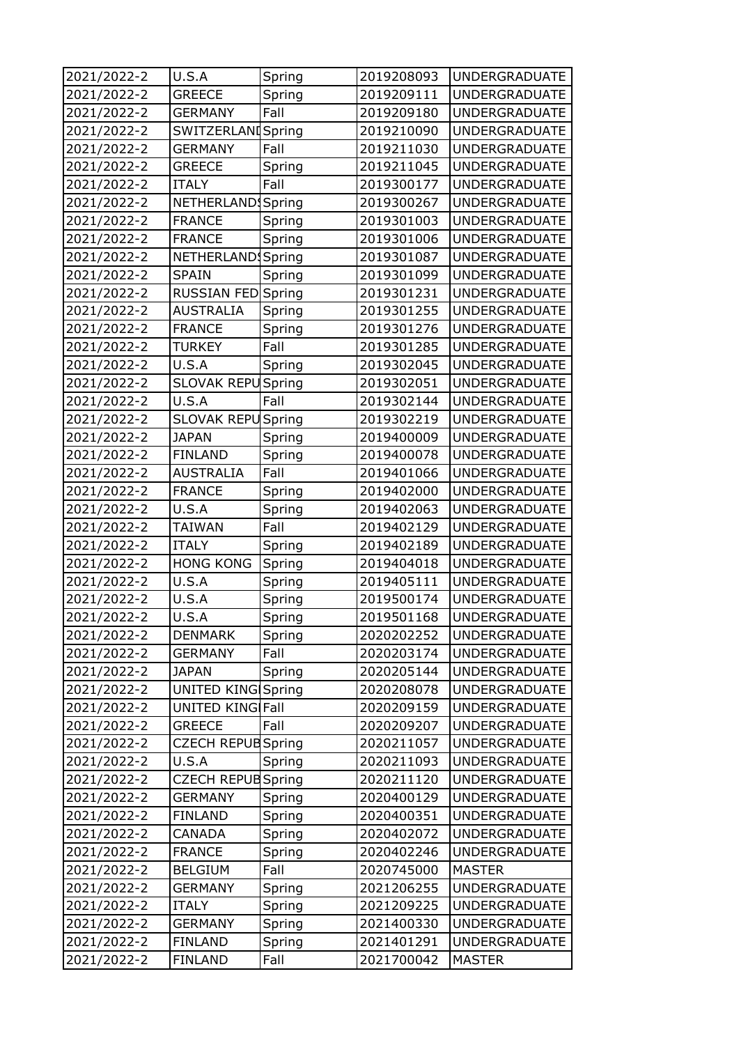| 2021/2022-2 | U.S.A | Spring | 2019208093 | UNDERGRADUATE |
|---|---|---|---|---|
| 2021/2022-2 | GREECE | Spring | 2019209111 | UNDERGRADUATE |
| 2021/2022-2 | GERMANY | Fall | 2019209180 | UNDERGRADUATE |
| 2021/2022-2 | SWITZERLANI | Spring | 2019210090 | UNDERGRADUATE |
| 2021/2022-2 | GERMANY | Fall | 2019211030 | UNDERGRADUATE |
| 2021/2022-2 | GREECE | Spring | 2019211045 | UNDERGRADUATE |
| 2021/2022-2 | ITALY | Fall | 2019300177 | UNDERGRADUATE |
| 2021/2022-2 | NETHERLAND! | Spring | 2019300267 | UNDERGRADUATE |
| 2021/2022-2 | FRANCE | Spring | 2019301003 | UNDERGRADUATE |
| 2021/2022-2 | FRANCE | Spring | 2019301006 | UNDERGRADUATE |
| 2021/2022-2 | NETHERLAND! | Spring | 2019301087 | UNDERGRADUATE |
| 2021/2022-2 | SPAIN | Spring | 2019301099 | UNDERGRADUATE |
| 2021/2022-2 | RUSSIAN FED | Spring | 2019301231 | UNDERGRADUATE |
| 2021/2022-2 | AUSTRALIA | Spring | 2019301255 | UNDERGRADUATE |
| 2021/2022-2 | FRANCE | Spring | 2019301276 | UNDERGRADUATE |
| 2021/2022-2 | TURKEY | Fall | 2019301285 | UNDERGRADUATE |
| 2021/2022-2 | U.S.A | Spring | 2019302045 | UNDERGRADUATE |
| 2021/2022-2 | SLOVAK REPU | Spring | 2019302051 | UNDERGRADUATE |
| 2021/2022-2 | U.S.A | Fall | 2019302144 | UNDERGRADUATE |
| 2021/2022-2 | SLOVAK REPU | Spring | 2019302219 | UNDERGRADUATE |
| 2021/2022-2 | JAPAN | Spring | 2019400009 | UNDERGRADUATE |
| 2021/2022-2 | FINLAND | Spring | 2019400078 | UNDERGRADUATE |
| 2021/2022-2 | AUSTRALIA | Fall | 2019401066 | UNDERGRADUATE |
| 2021/2022-2 | FRANCE | Spring | 2019402000 | UNDERGRADUATE |
| 2021/2022-2 | U.S.A | Spring | 2019402063 | UNDERGRADUATE |
| 2021/2022-2 | TAIWAN | Fall | 2019402129 | UNDERGRADUATE |
| 2021/2022-2 | ITALY | Spring | 2019402189 | UNDERGRADUATE |
| 2021/2022-2 | HONG KONG | Spring | 2019404018 | UNDERGRADUATE |
| 2021/2022-2 | U.S.A | Spring | 2019405111 | UNDERGRADUATE |
| 2021/2022-2 | U.S.A | Spring | 2019500174 | UNDERGRADUATE |
| 2021/2022-2 | U.S.A | Spring | 2019501168 | UNDERGRADUATE |
| 2021/2022-2 | DENMARK | Spring | 2020202252 | UNDERGRADUATE |
| 2021/2022-2 | GERMANY | Fall | 2020203174 | UNDERGRADUATE |
| 2021/2022-2 | JAPAN | Spring | 2020205144 | UNDERGRADUATE |
| 2021/2022-2 | UNITED KINGI | Spring | 2020208078 | UNDERGRADUATE |
| 2021/2022-2 | UNITED KINGI | Fall | 2020209159 | UNDERGRADUATE |
| 2021/2022-2 | GREECE | Fall | 2020209207 | UNDERGRADUATE |
| 2021/2022-2 | CZECH REPUB | Spring | 2020211057 | UNDERGRADUATE |
| 2021/2022-2 | U.S.A | Spring | 2020211093 | UNDERGRADUATE |
| 2021/2022-2 | CZECH REPUB | Spring | 2020211120 | UNDERGRADUATE |
| 2021/2022-2 | GERMANY | Spring | 2020400129 | UNDERGRADUATE |
| 2021/2022-2 | FINLAND | Spring | 2020400351 | UNDERGRADUATE |
| 2021/2022-2 | CANADA | Spring | 2020402072 | UNDERGRADUATE |
| 2021/2022-2 | FRANCE | Spring | 2020402246 | UNDERGRADUATE |
| 2021/2022-2 | BELGIUM | Fall | 2020745000 | MASTER |
| 2021/2022-2 | GERMANY | Spring | 2021206255 | UNDERGRADUATE |
| 2021/2022-2 | ITALY | Spring | 2021209225 | UNDERGRADUATE |
| 2021/2022-2 | GERMANY | Spring | 2021400330 | UNDERGRADUATE |
| 2021/2022-2 | FINLAND | Spring | 2021401291 | UNDERGRADUATE |
| 2021/2022-2 | FINLAND | Fall | 2021700042 | MASTER |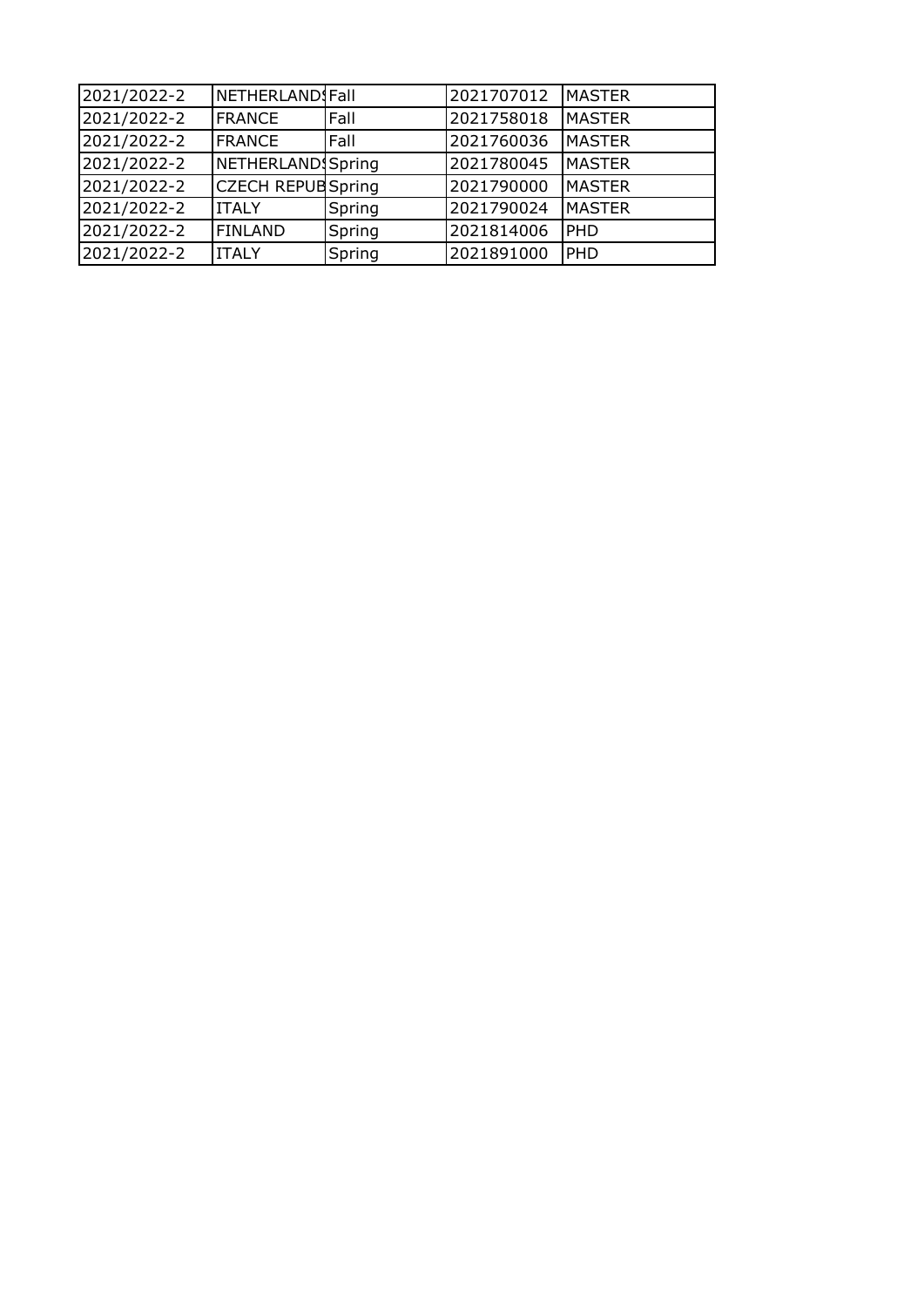| | | | | |
|---|---|---|---|---|
| 2021/2022-2 | NETHERLANDS | Fall | 2021707012 | MASTER |
| 2021/2022-2 | FRANCE | Fall | 2021758018 | MASTER |
| 2021/2022-2 | FRANCE | Fall | 2021760036 | MASTER |
| 2021/2022-2 | NETHERLANDS | Spring | 2021780045 | MASTER |
| 2021/2022-2 | CZECH REPUB | Spring | 2021790000 | MASTER |
| 2021/2022-2 | ITALY | Spring | 2021790024 | MASTER |
| 2021/2022-2 | FINLAND | Spring | 2021814006 | PHD |
| 2021/2022-2 | ITALY | Spring | 2021891000 | PHD |